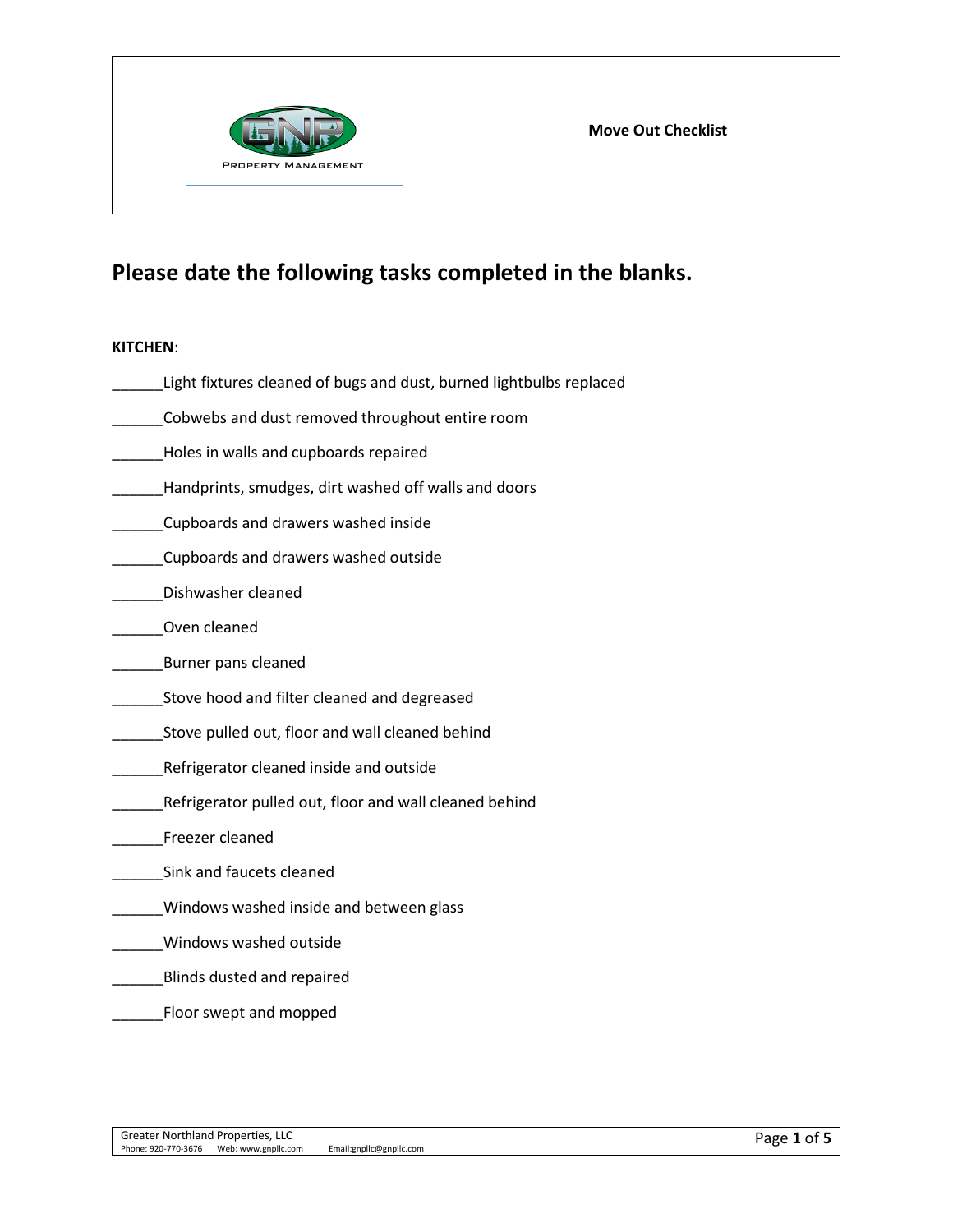| GNP Property Management | **Move Out Checklist** |
|---|---|

# Please date the following tasks completed in the blanks.

**KITCHEN**:

______Light fixtures cleaned of bugs and dust, burned lightbulbs replaced

______Cobwebs and dust removed throughout entire room

______Holes in walls and cupboards repaired

______Handprints, smudges, dirt washed off walls and doors

______Cupboards and drawers washed inside

______Cupboards and drawers washed outside

______Dishwasher cleaned

______Oven cleaned

______Burner pans cleaned

______Stove hood and filter cleaned and degreased

______Stove pulled out, floor and wall cleaned behind

______Refrigerator cleaned inside and outside

______Refrigerator pulled out, floor and wall cleaned behind

______Freezer cleaned

______Sink and faucets cleaned

______Windows washed inside and between glass

______Windows washed outside

______Blinds dusted and repaired

______Floor swept and mopped

Greater Northland Properties, LLC
Phone: 920-770-3676 Web: www.gnpllc.com Email:gnpllc@gnpllc.com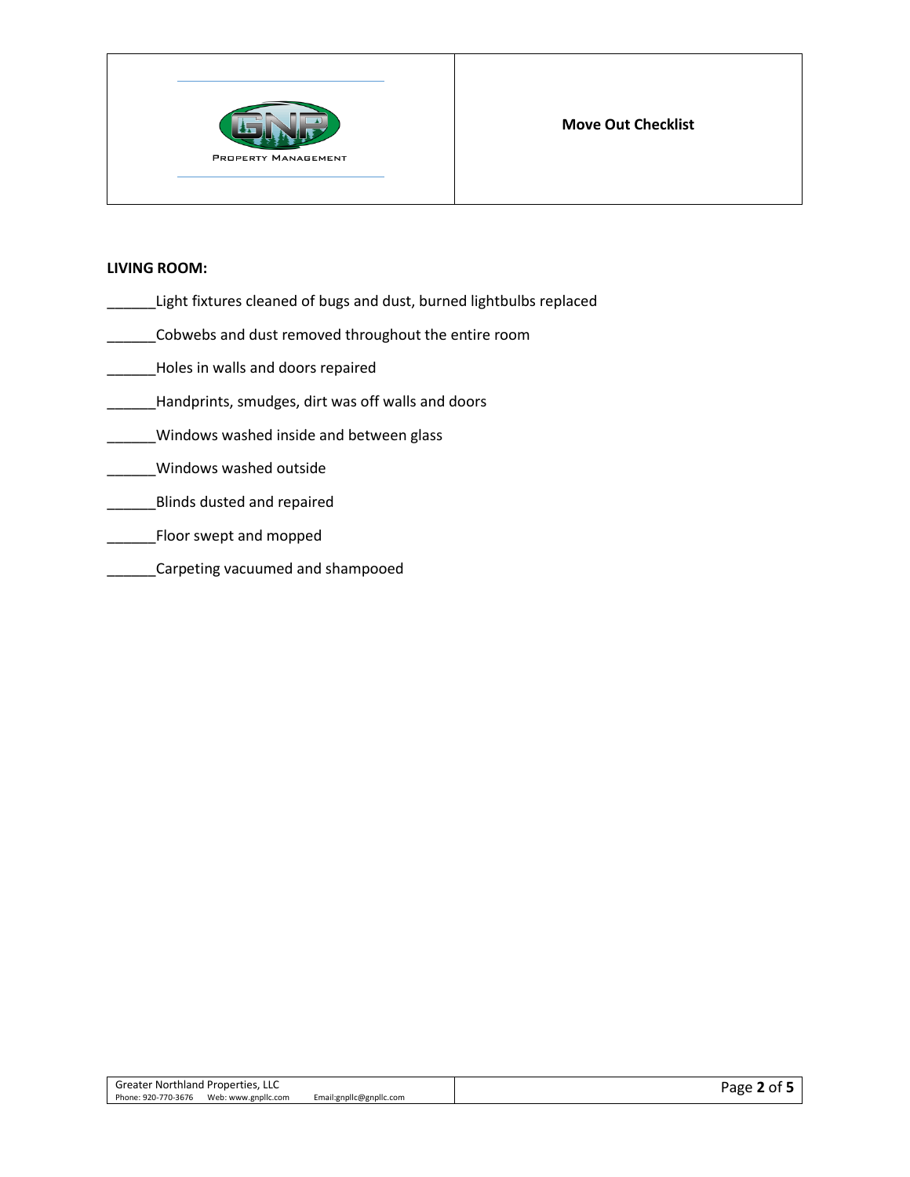**LIVING ROOM:**

______Light fixtures cleaned of bugs and dust, burned lightbulbs replaced

______Cobwebs and dust removed throughout the entire room

______Holes in walls and doors repaired

______Handprints, smudges, dirt was off walls and doors

______Windows washed inside and between glass

______Windows washed outside

______Blinds dusted and repaired

______Floor swept and mopped

______Carpeting vacuumed and shampooed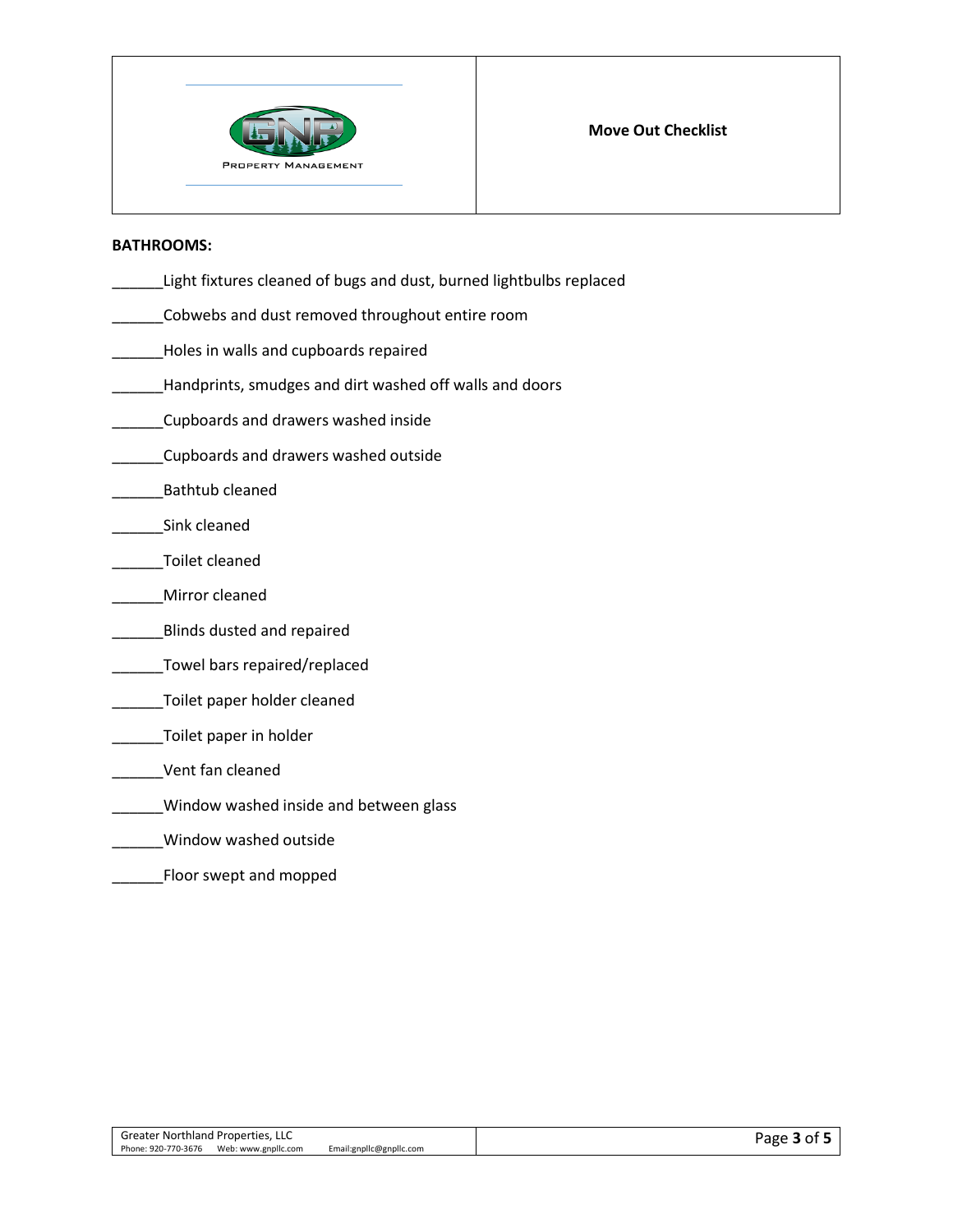**BATHROOMS:**

______Light fixtures cleaned of bugs and dust, burned lightbulbs replaced

______Cobwebs and dust removed throughout entire room

______Holes in walls and cupboards repaired

______Handprints, smudges and dirt washed off walls and doors

______Cupboards and drawers washed inside

______Cupboards and drawers washed outside

______Bathtub cleaned

______Sink cleaned

______Toilet cleaned

______Mirror cleaned

______Blinds dusted and repaired

______Towel bars repaired/replaced

______Toilet paper holder cleaned

______Toilet paper in holder

______Vent fan cleaned

______Window washed inside and between glass

______Window washed outside

______Floor swept and mopped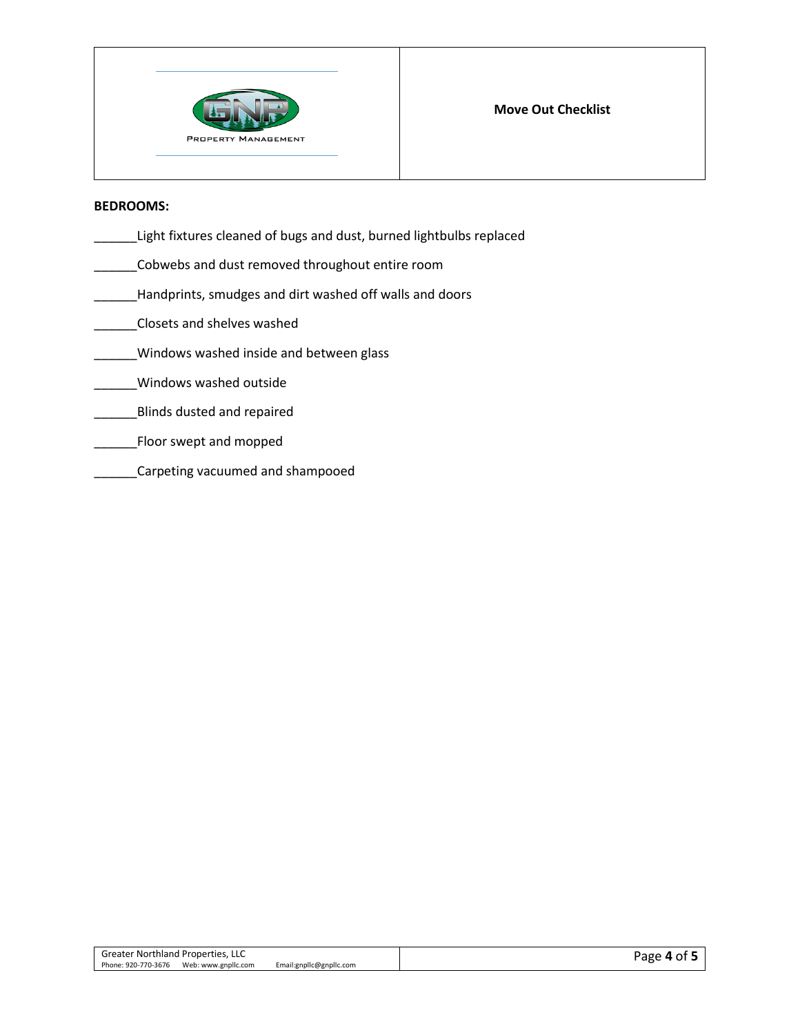**Move Out Checklist**

**BEDROOMS:**

______Light fixtures cleaned of bugs and dust, burned lightbulbs replaced

______Cobwebs and dust removed throughout entire room

______Handprints, smudges and dirt washed off walls and doors

______Closets and shelves washed

______Windows washed inside and between glass

______Windows washed outside

______Blinds dusted and repaired

______Floor swept and mopped

______Carpeting vacuumed and shampooed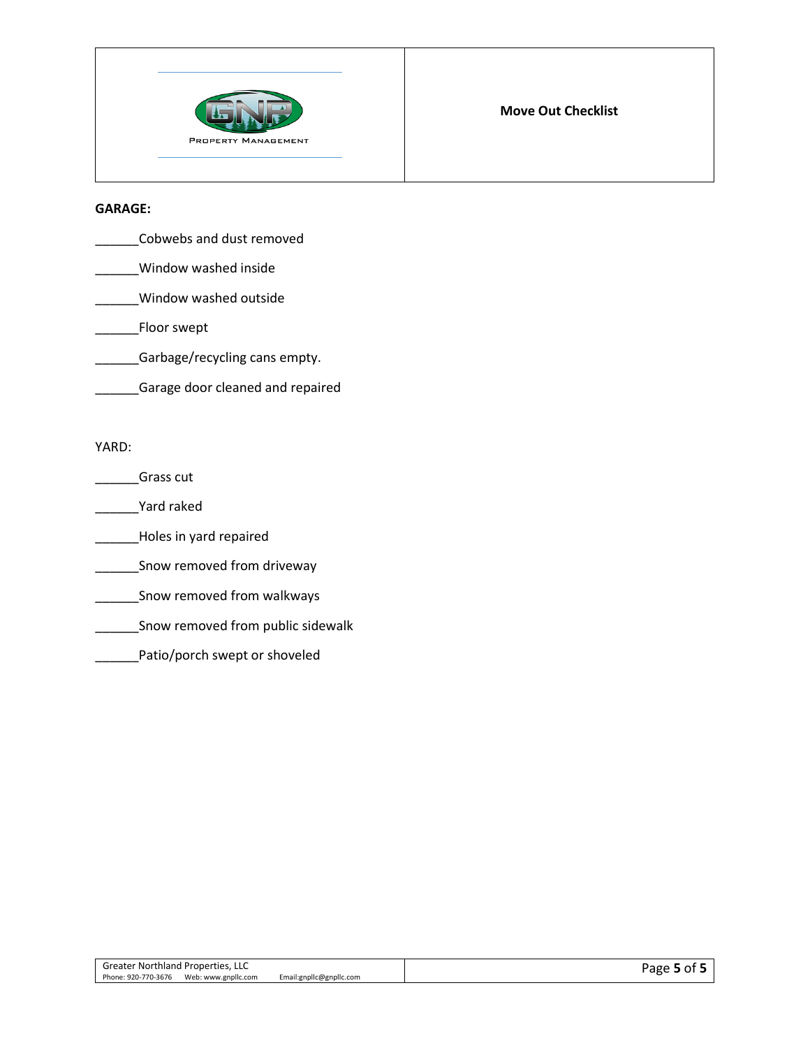**GARAGE:**

______Cobwebs and dust removed

______Window washed inside

______Window washed outside

______Floor swept

______Garbage/recycling cans empty.

______Garage door cleaned and repaired

YARD:

______Grass cut

______Yard raked

______Holes in yard repaired

______Snow removed from driveway

______Snow removed from walkways

______Snow removed from public sidewalk

______Patio/porch swept or shoveled